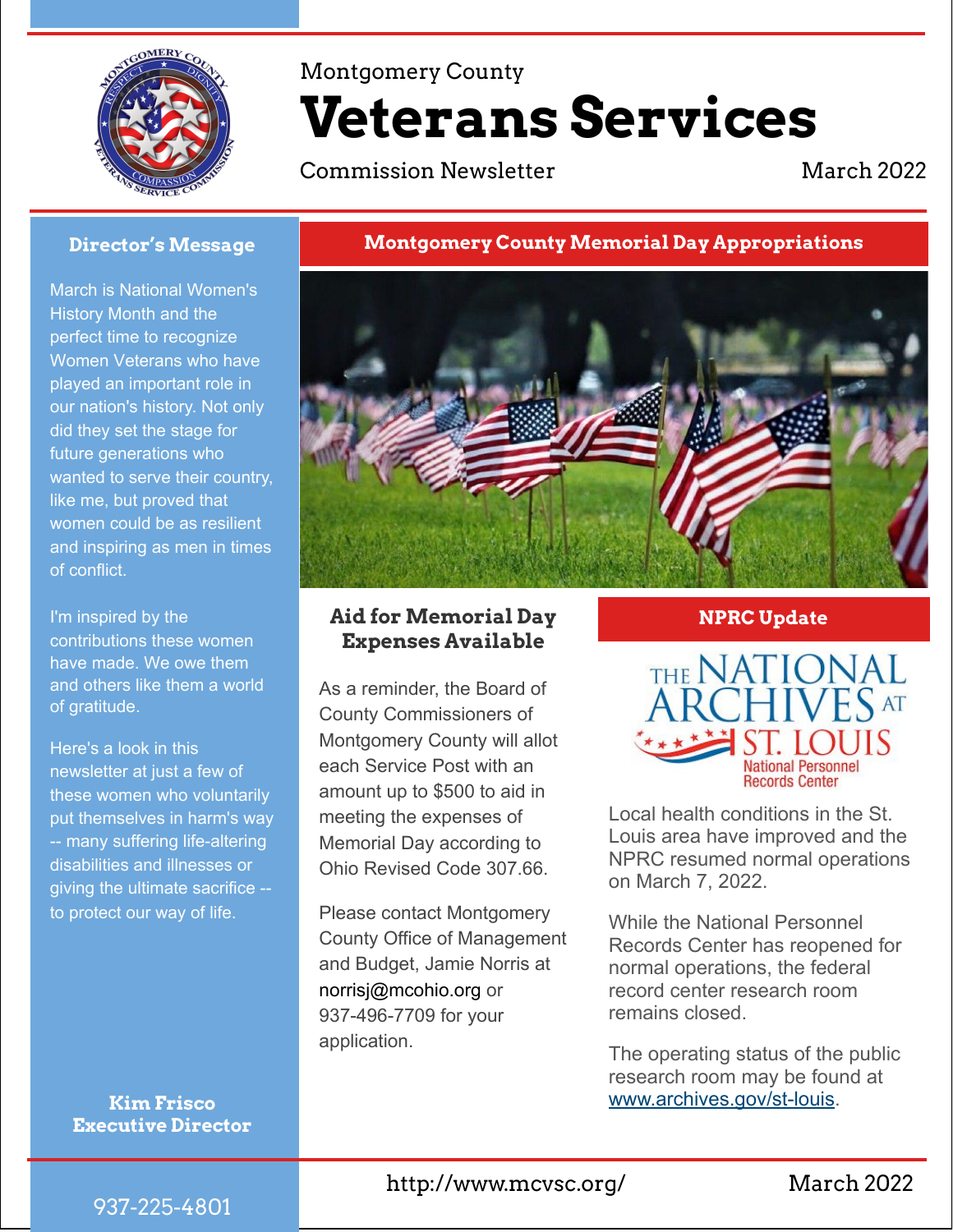Montgomery County

# Veterans Services

Commission Newsletter

March 2022

## Director's Message

March is National Women's History Month and the perfect time to recognize Women Veterans who have played an important role in our nation's history. Not only did they set the stage for future generations who wanted to serve their country, like me, but proved that women could be as resilient and inspiring as men in times of conflict.

I'm inspired by the contributions these women have made. We owe them and others like them a world of gratitude.

Here's a look in this newsletter at just a few of these women who voluntarily put themselves in harm's way -- many suffering life-altering disabilities and illnesses or giving the ultimate sacrifice -- to protect our way of life.

**Kim Frisco**
**Executive Director**

## Montgomery County Memorial Day Appropriations

### Aid for Memorial Day Expenses Available

As a reminder, the Board of County Commissioners of Montgomery County will allot each Service Post with an amount up to $500 to aid in meeting the expenses of Memorial Day according to Ohio Revised Code 307.66.

Please contact Montgomery County Office of Management and Budget, Jamie Norris at norrisj@mcohio.org or 937-496-7709 for your application.

## NPRC Update

THE NATIONAL ARCHIVES AT ST. LOUIS
National Personnel Records Center

Local health conditions in the St. Louis area have improved and the NPRC resumed normal operations on March 7, 2022.

While the National Personnel Records Center has reopened for normal operations, the federal record center research room remains closed.

The operating status of the public research room may be found at www.archives.gov/st-louis.

937-225-4801

http://www.mcvsc.org/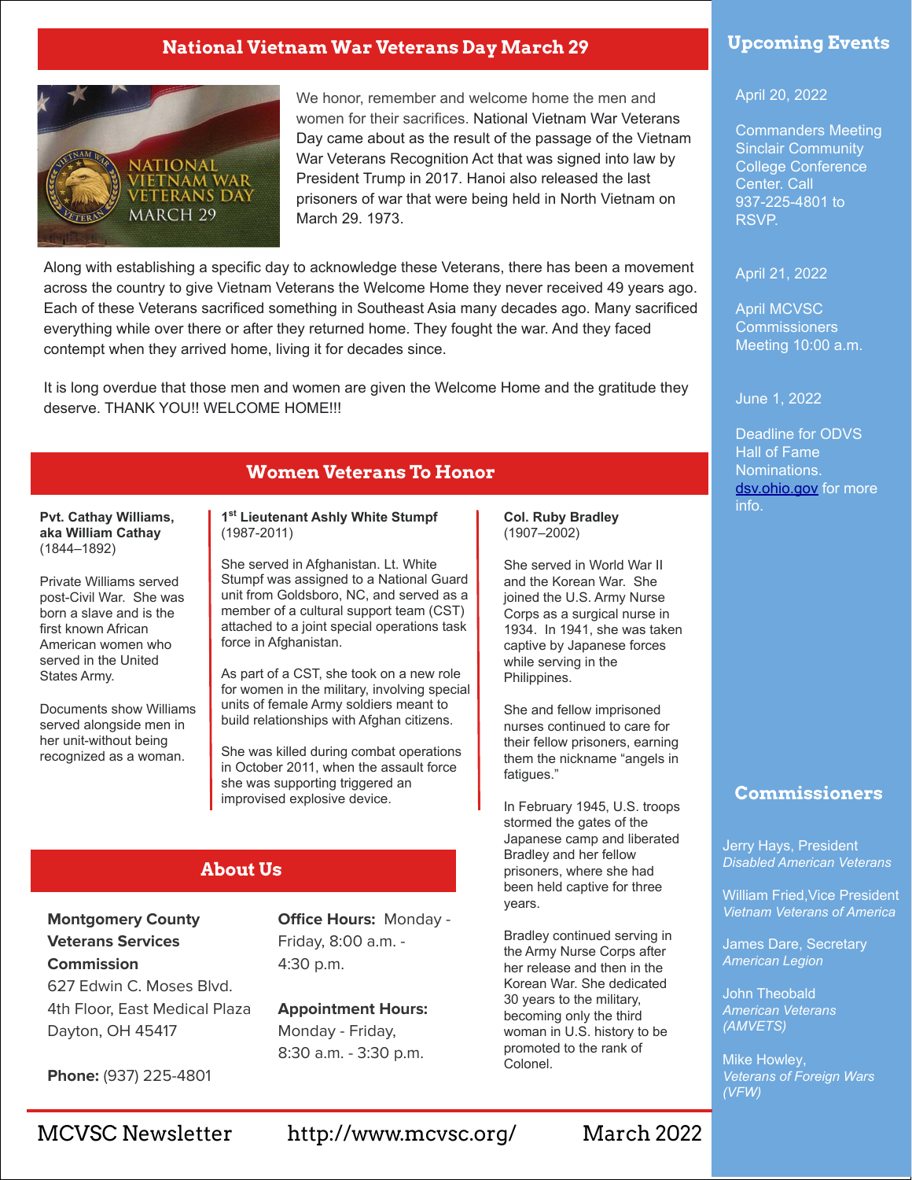## National Vietnam War Veterans Day March 29

We honor, remember and welcome home the men and women for their sacrifices. National Vietnam War Veterans Day came about as the result of the passage of the Vietnam War Veterans Recognition Act that was signed into law by President Trump in 2017. Hanoi also released the last prisoners of war that were being held in North Vietnam on March 29. 1973.

Along with establishing a specific day to acknowledge these Veterans, there has been a movement across the country to give Vietnam Veterans the Welcome Home they never received 49 years ago. Each of these Veterans sacrificed something in Southeast Asia many decades ago. Many sacrificed everything while over there or after they returned home. They fought the war. And they faced contempt when they arrived home, living it for decades since.

It is long overdue that those men and women are given the Welcome Home and the gratitude they deserve. THANK YOU!! WELCOME HOME!!!

## Women Veterans To Honor

**Pvt. Cathay Williams, aka William Cathay**
(1844–1892)

Private Williams served post-Civil War. She was born a slave and is the first known African American women who served in the United States Army.

Documents show Williams served alongside men in her unit-without being recognized as a woman.

**1st Lieutenant Ashly White Stumpf**
(1987-2011)

She served in Afghanistan. Lt. White Stumpf was assigned to a National Guard unit from Goldsboro, NC, and served as a member of a cultural support team (CST) attached to a joint special operations task force in Afghanistan.

As part of a CST, she took on a new role for women in the military, involving special units of female Army soldiers meant to build relationships with Afghan citizens.

She was killed during combat operations in October 2011, when the assault force she was supporting triggered an improvised explosive device.

**Col. Ruby Bradley**
(1907–2002)

She served in World War II and the Korean War. She joined the U.S. Army Nurse Corps as a surgical nurse in 1934. In 1941, she was taken captive by Japanese forces while serving in the Philippines.

She and fellow imprisoned nurses continued to care for their fellow prisoners, earning them the nickname "angels in fatigues."

In February 1945, U.S. troops stormed the gates of the Japanese camp and liberated Bradley and her fellow prisoners, where she had been held captive for three years.

Bradley continued serving in the Army Nurse Corps after her release and then in the Korean War. She dedicated 30 years to the military, becoming only the third woman in U.S. history to be promoted to the rank of Colonel.

## About Us

**Montgomery County Veterans Services Commission**
627 Edwin C. Moses Blvd.
4th Floor, East Medical Plaza
Dayton, OH 45417

**Phone:** (937) 225-4801

**Office Hours:** Monday - Friday, 8:00 a.m. - 4:30 p.m.

**Appointment Hours:** Monday - Friday, 8:30 a.m. - 3:30 p.m.

## Upcoming Events

April 20, 2022

Commanders Meeting Sinclair Community College Conference Center. Call 937-225-4801 to RSVP.

April 21, 2022

April MCVSC Commissioners Meeting 10:00 a.m.

June 1, 2022

Deadline for ODVS Hall of Fame Nominations. dsv.ohio.gov for more info.

## Commissioners

Jerry Hays, President
*Disabled American Veterans*

William Fried,Vice President
*Vietnam Veterans of America*

James Dare, Secretary
*American Legion*

John Theobald
*American Veterans (AMVETS)*

Mike Howley,
*Veterans of Foreign Wars (VFW)*

MCVSC Newsletter http://www.mcvsc.org/ March 2022